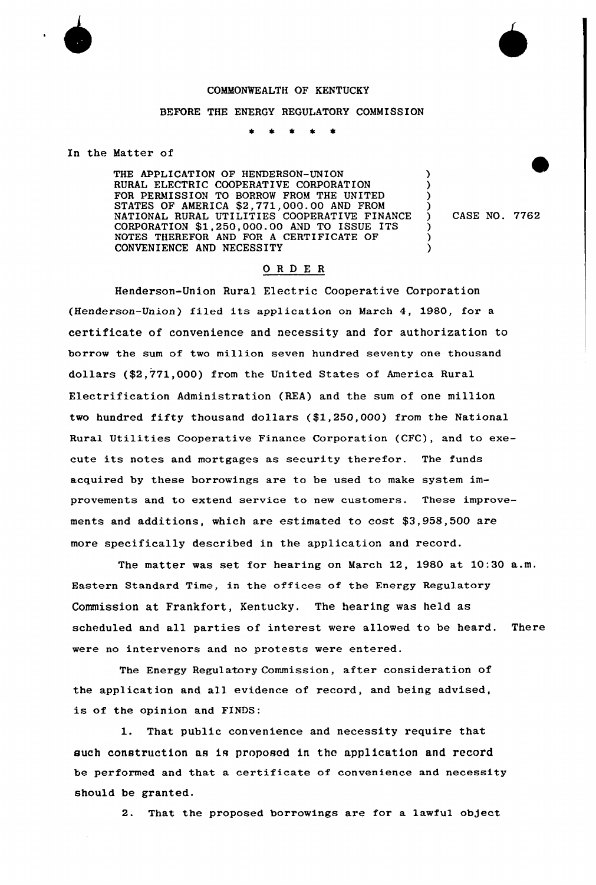COMMONWEALTH OF KENTUCKY

BEFORE THE ENERGY REGULATORY COMMISSION

\* \* \* \* \*

In the Matter of

| | |
|---|---|
| THE APPLICATION OF HENDERSON-UNION RURAL ELECTRIC COOPERATIVE CORPORATION FOR PERMISSION TO BORROW FROM THE UNITED STATES OF AMERICA $2,771,000.00 AND FROM NATIONAL RURAL UTILITIES COOPERATIVE FINANCE CORPORATION $1,250,000.00 AND TO ISSUE ITS NOTES THEREFOR AND FOR A CERTIFICATE OF CONVENIENCE AND NECESSITY | CASE NO. 7762 |

## O R D E R

Henderson-Union Rural Electric Cooperative Corporation (Henderson-Union) filed its application on March 4, 1980, for a certificate of convenience and necessity and for authorization to borrow the sum of two million seven hundred seventy one thousand dollars ($2,771,000) from the United States of America Rural Electrification Administration (REA) and the sum of one million two hundred fifty thousand dollars ($1,250,000) from the National Rural Utilities Cooperative Finance Corporation (CFC), and to execute its notes and mortgages as security therefor. The funds acquired by these borrowings are to be used to make system improvements and to extend service to new customers. These improvements and additions, which are estimated to cost $3,958,500 are more specifically described in the application and record.

The matter was set for hearing on March 12, 1980 at 10:30 a.m. Eastern Standard Time, in the offices of the Energy Regulatory Commission at Frankfort, Kentucky. The hearing was held as scheduled and all parties of interest were allowed to be heard. There were no intervenors and no protests were entered.

The Energy Regulatory Commission, after consideration of the application and all evidence of record, and being advised, is of the opinion and FINDS:

1. That public convenience and necessity require that such construction as is proposed in the application and record be performed and that a certificate of convenience and necessity should be granted.

2. That the proposed borrowings are for a lawful object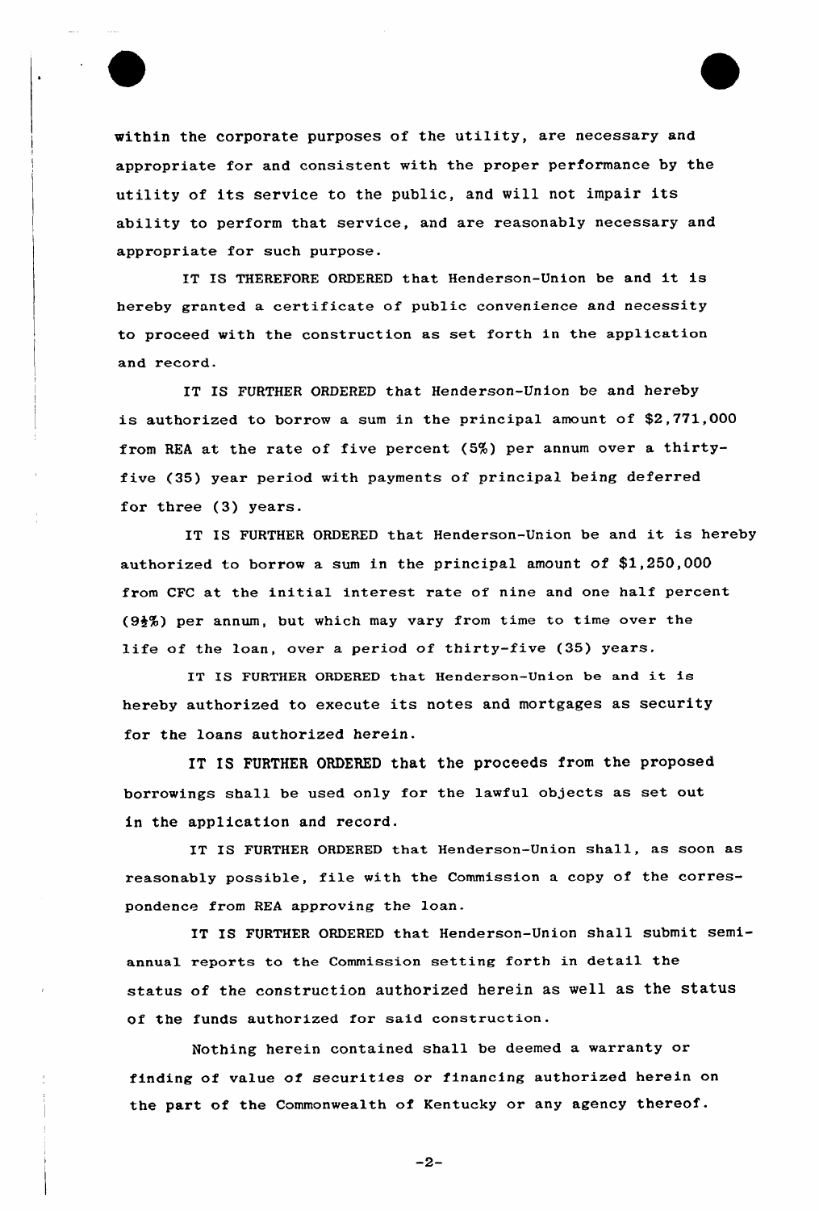within the corporate purposes of the utility, are necessary and appropriate for and consistent with the proper performance by the utility of its service to the public, and will not impair its ability to perform that service, and are reasonably necessary and appropriate for such purpose.

IT IS THEREFORE ORDERED that Henderson-Union be and it is hereby granted a certificate of public convenience and necessity to proceed with the construction as set forth in the application and record.

IT IS FURTHER ORDERED that Henderson-Union be and hereby is authorized to borrow a sum in the principal amount of $2,771,000 from REA at the rate of five percent (5%) per annum over a thirty-five (35) year period with payments of principal being deferred for three (3) years.

IT IS FURTHER ORDERED that Henderson-Union be and it is hereby authorized to borrow a sum in the principal amount of $1,250,000 from CFC at the initial interest rate of nine and one half percent (9½%) per annum, but which may vary from time to time over the life of the loan, over a period of thirty-five (35) years.

IT IS FURTHER ORDERED that Henderson-Union be and it is hereby authorized to execute its notes and mortgages as security for the loans authorized herein.

IT IS FURTHER ORDERED that the proceeds from the proposed borrowings shall be used only for the lawful objects as set out in the application and record.

IT IS FURTHER ORDERED that Henderson-Union shall, as soon as reasonably possible, file with the Commission a copy of the correspondence from REA approving the loan.

IT IS FURTHER ORDERED that Henderson-Union shall submit semi-annual reports to the Commission setting forth in detail the status of the construction authorized herein as well as the status of the funds authorized for said construction.

Nothing herein contained shall be deemed a warranty or finding of value of securities or financing authorized herein on the part of the Commonwealth of Kentucky or any agency thereof.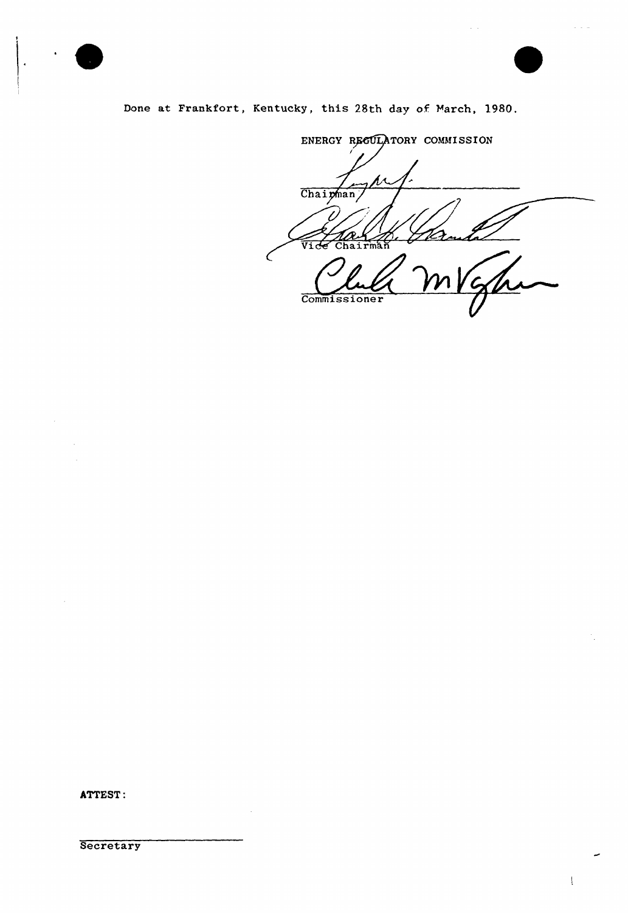Done at Frankfort, Kentucky, this 28th day of March, 1980.

ENERGY REGULATORY COMMISSION

Chairman

Vice Chairman

Commissioner

ATTEST:

Secretary